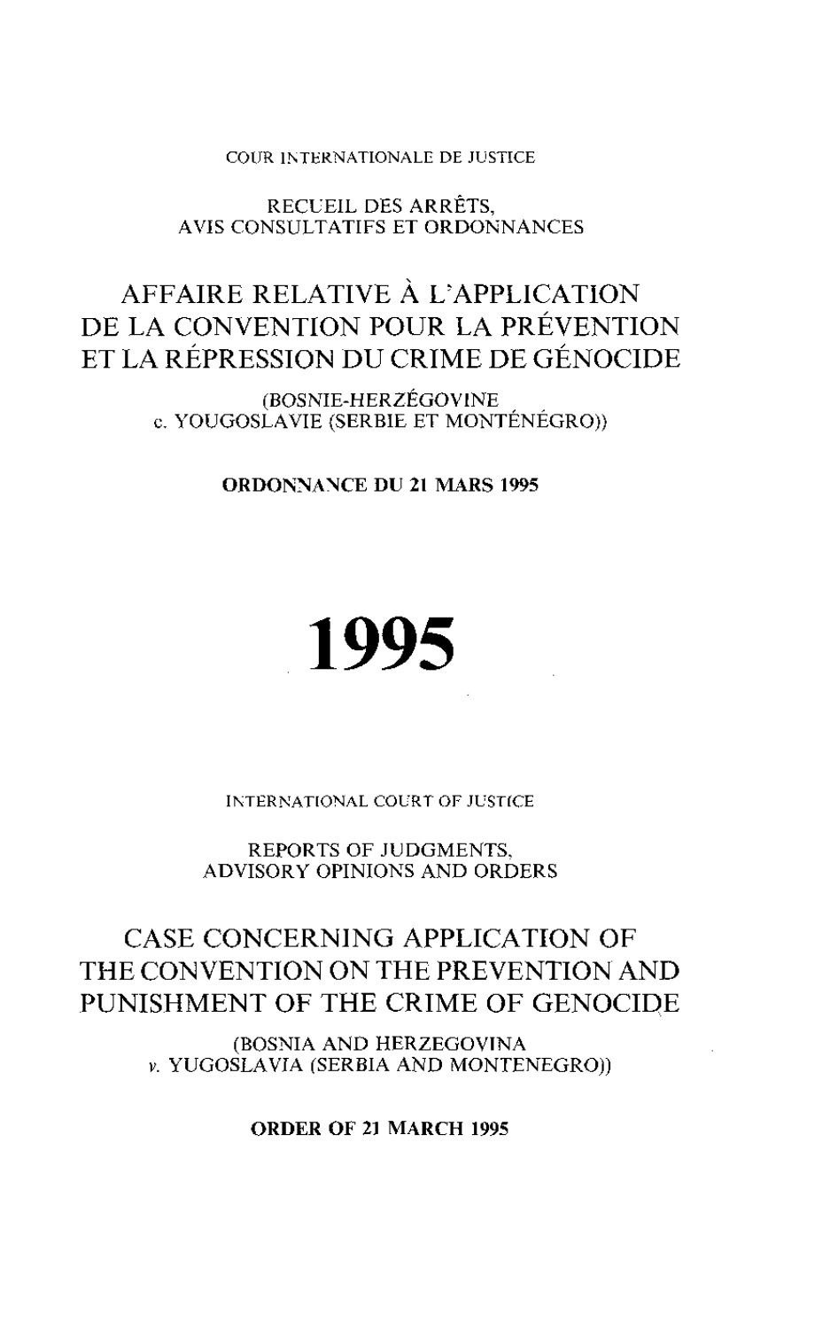COUR INTERNATIONALE DE JUSTICE

RECUEIL DES ARRÊTS,
AVIS CONSULTATIFS ET ORDONNANCES

# AFFAIRE RELATIVE À L'APPLICATION DE LA CONVENTION POUR LA PRÉVENTION ET LA RÉPRESSION DU CRIME DE GÉNOCIDE

(BOSNIE-HERZÉGOVINE
c. YOUGOSLAVIE (SERBIE ET MONTÉNÉGRO))

**ORDONNANCE DU 21 MARS 1995**

# 1995

INTERNATIONAL COURT OF JUSTICE

REPORTS OF JUDGMENTS,
ADVISORY OPINIONS AND ORDERS

# CASE CONCERNING APPLICATION OF THE CONVENTION ON THE PREVENTION AND PUNISHMENT OF THE CRIME OF GENOCIDE

(BOSNIA AND HERZEGOVINA
*v.* YUGOSLAVIA (SERBIA AND MONTENEGRO))

**ORDER OF 21 MARCH 1995**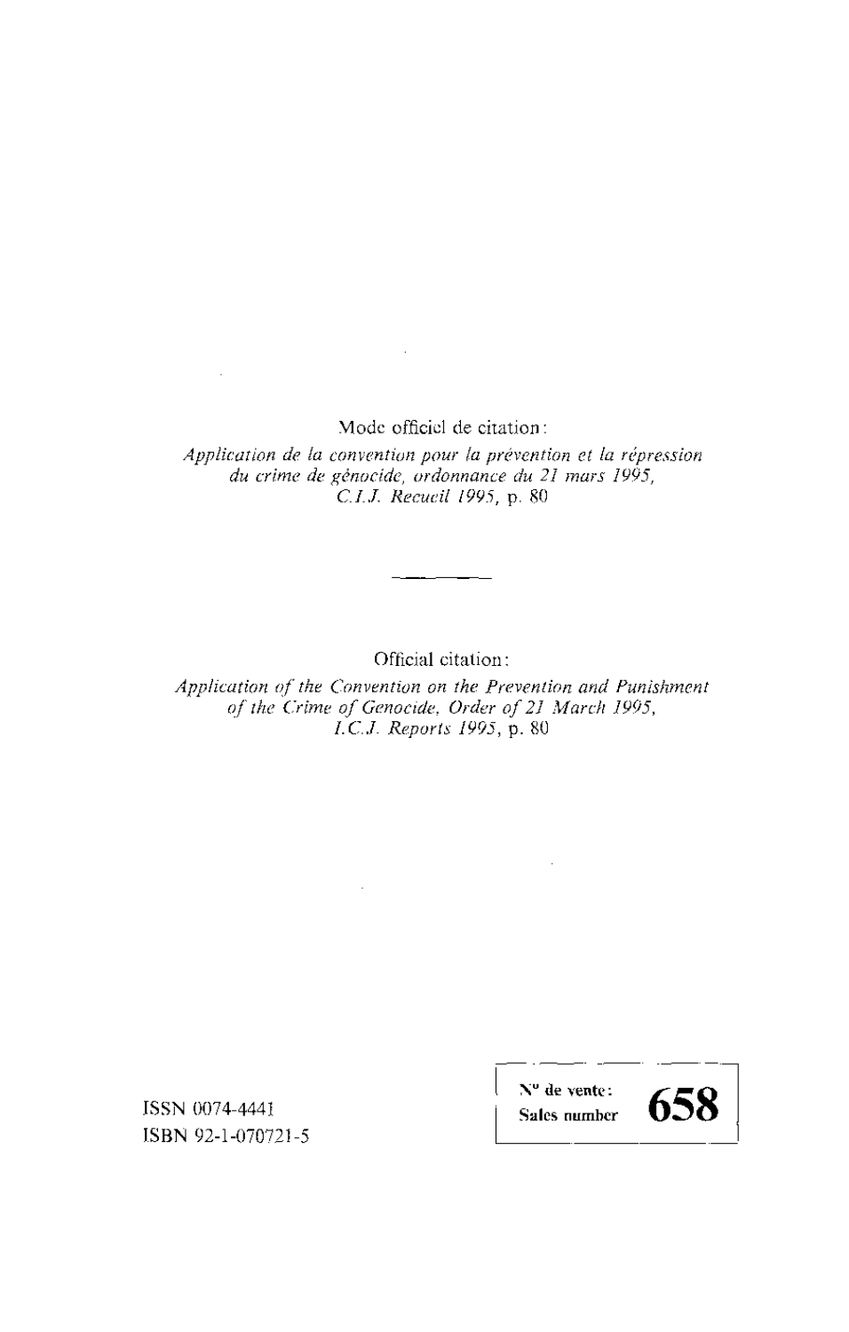Mode officiel de citation:

*Application de la convention pour la prévention et la répression du crime de génocide, ordonnance du 21 mars 1995, C.I.J. Recueil 1995*, p. 80

---

Official citation:

*Application of the Convention on the Prevention and Punishment of the Crime of Genocide, Order of 21 March 1995, I.C.J. Reports 1995*, p. 80

ISSN 0074-4441
ISBN 92-1-070721-5

| N° de vente: Sales number | **658** |
|---|---|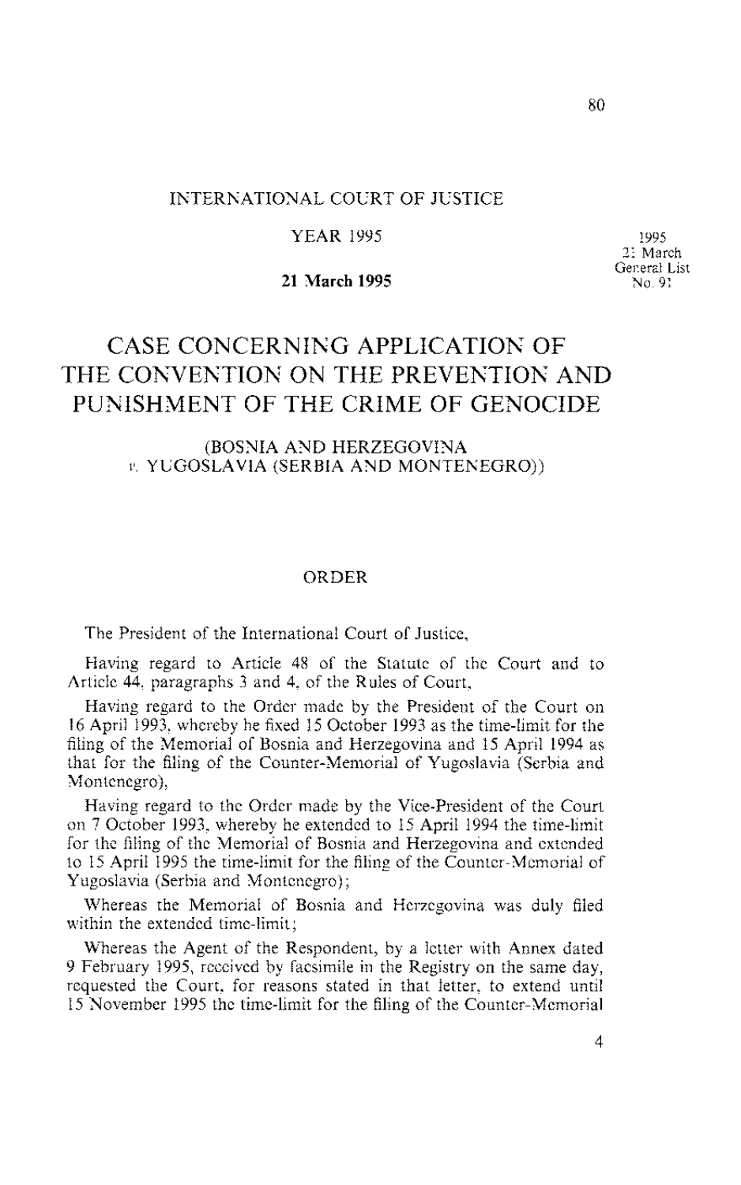INTERNATIONAL COURT OF JUSTICE

YEAR 1995

**21 March 1995**

1995
21 March
General List
No. 91

# CASE CONCERNING APPLICATION OF THE CONVENTION ON THE PREVENTION AND PUNISHMENT OF THE CRIME OF GENOCIDE

(BOSNIA AND HERZEGOVINA *v.* YUGOSLAVIA (SERBIA AND MONTENEGRO))

## ORDER

The President of the International Court of Justice,

Having regard to Article 48 of the Statute of the Court and to Article 44, paragraphs 3 and 4, of the Rules of Court,

Having regard to the Order made by the President of the Court on 16 April 1993, whereby he fixed 15 October 1993 as the time-limit for the filing of the Memorial of Bosnia and Herzegovina and 15 April 1994 as that for the filing of the Counter-Memorial of Yugoslavia (Serbia and Montenegro),

Having regard to the Order made by the Vice-President of the Court on 7 October 1993, whereby he extended to 15 April 1994 the time-limit for the filing of the Memorial of Bosnia and Herzegovina and extended to 15 April 1995 the time-limit for the filing of the Counter-Memorial of Yugoslavia (Serbia and Montenegro);

Whereas the Memorial of Bosnia and Herzegovina was duly filed within the extended time-limit;

Whereas the Agent of the Respondent, by a letter with Annex dated 9 February 1995, received by facsimile in the Registry on the same day, requested the Court, for reasons stated in that letter, to extend until 15 November 1995 the time-limit for the filing of the Counter-Memorial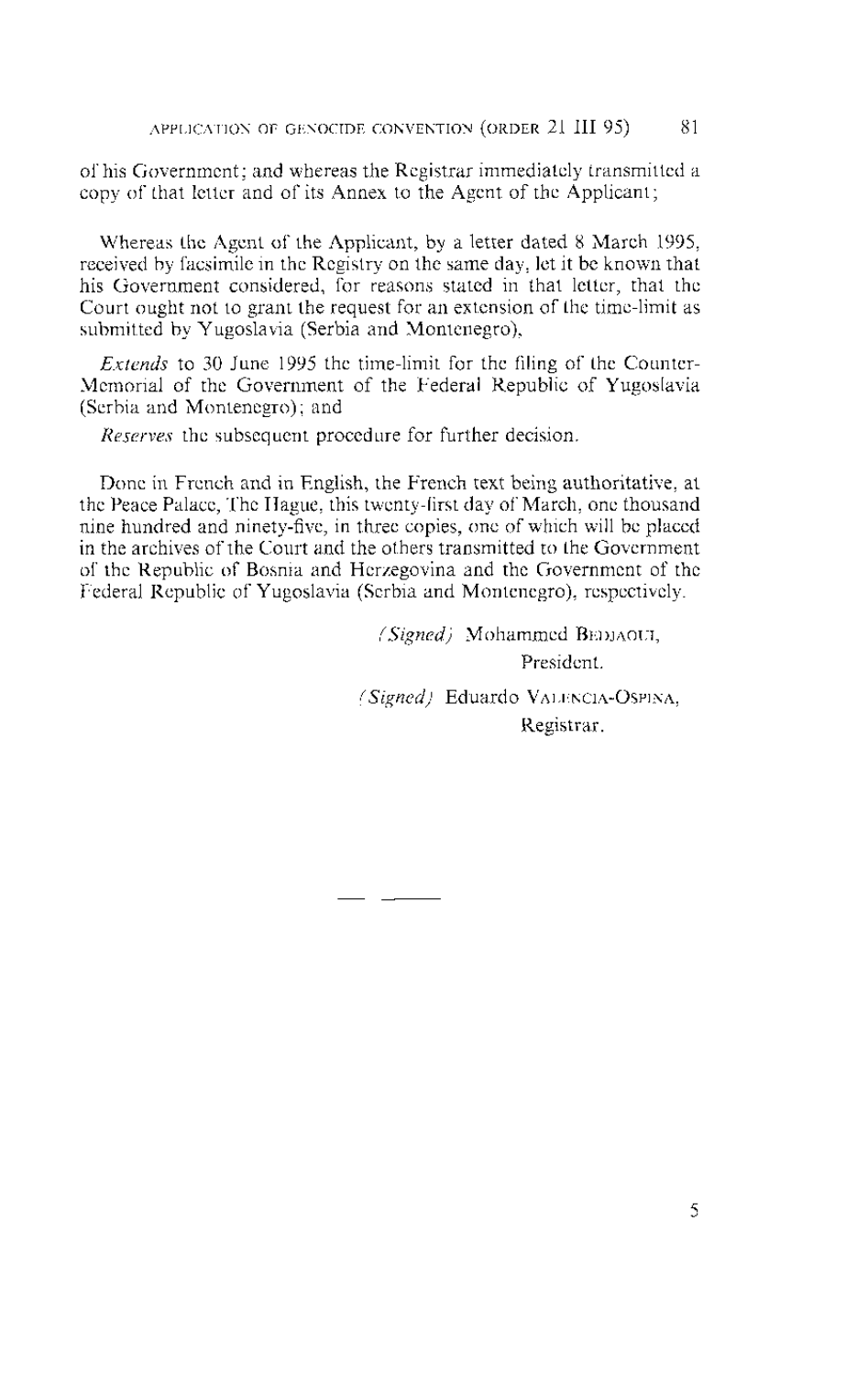of his Government; and whereas the Registrar immediately transmitted a copy of that letter and of its Annex to the Agent of the Applicant;

Whereas the Agent of the Applicant, by a letter dated 8 March 1995, received by facsimile in the Registry on the same day, let it be known that his Government considered, for reasons stated in that letter, that the Court ought not to grant the request for an extension of the time-limit as submitted by Yugoslavia (Serbia and Montenegro),

*Extends* to 30 June 1995 the time-limit for the filing of the Counter-Memorial of the Government of the Federal Republic of Yugoslavia (Serbia and Montenegro); and

*Reserves* the subsequent procedure for further decision.

Done in French and in English, the French text being authoritative, at the Peace Palace, The Hague, this twenty-first day of March, one thousand nine hundred and ninety-five, in three copies, one of which will be placed in the archives of the Court and the others transmitted to the Government of the Republic of Bosnia and Herzegovina and the Government of the Federal Republic of Yugoslavia (Serbia and Montenegro), respectively.

*(Signed)* Mohammed BEDJAOUI,
President.

*(Signed)* Eduardo VALENCIA-OSPINA,
Registrar.